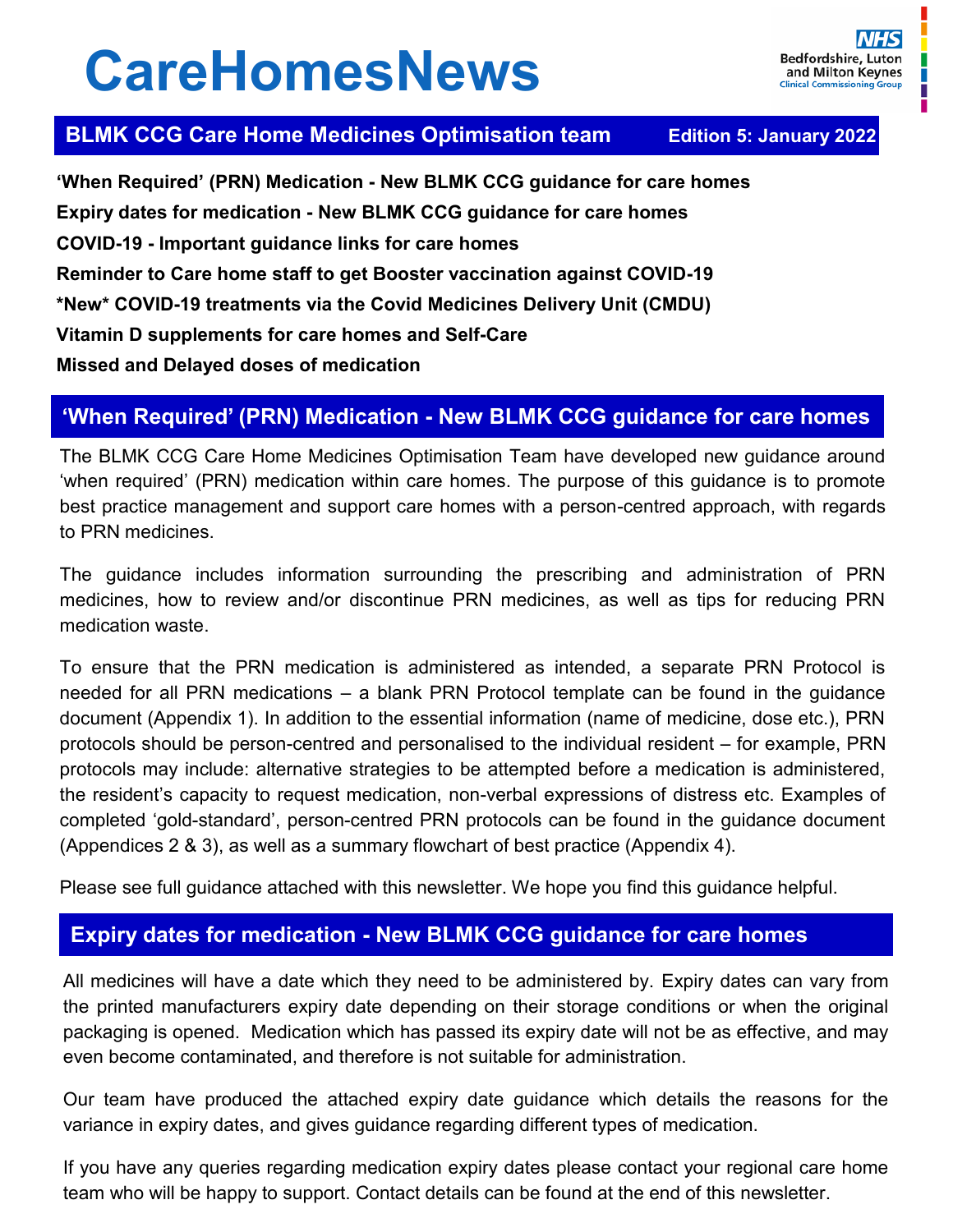# CareHomesNews

NHS Bedfordshire, Luton and Milton Keynes Clinical Commissioning Group

**BLMK CCG Care Home Medicines Optimisation team** **Edition 5: January 2022**

**'When Required' (PRN) Medication - New BLMK CCG guidance for care homes**

**Expiry dates for medication - New BLMK CCG guidance for care homes**

**COVID-19 - Important guidance links for care homes**

**Reminder to Care home staff to get Booster vaccination against COVID-19**

**\*New\* COVID-19 treatments via the Covid Medicines Delivery Unit (CMDU)**

**Vitamin D supplements for care homes and Self-Care**

**Missed and Delayed doses of medication**

## 'When Required' (PRN) Medication - New BLMK CCG guidance for care homes

The BLMK CCG Care Home Medicines Optimisation Team have developed new guidance around 'when required' (PRN) medication within care homes. The purpose of this guidance is to promote best practice management and support care homes with a person-centred approach, with regards to PRN medicines.

The guidance includes information surrounding the prescribing and administration of PRN medicines, how to review and/or discontinue PRN medicines, as well as tips for reducing PRN medication waste.

To ensure that the PRN medication is administered as intended, a separate PRN Protocol is needed for all PRN medications – a blank PRN Protocol template can be found in the guidance document (Appendix 1). In addition to the essential information (name of medicine, dose etc.), PRN protocols should be person-centred and personalised to the individual resident – for example, PRN protocols may include: alternative strategies to be attempted before a medication is administered, the resident's capacity to request medication, non-verbal expressions of distress etc. Examples of completed 'gold-standard', person-centred PRN protocols can be found in the guidance document (Appendices 2 & 3), as well as a summary flowchart of best practice (Appendix 4).

Please see full guidance attached with this newsletter. We hope you find this guidance helpful.

## Expiry dates for medication - New BLMK CCG guidance for care homes

All medicines will have a date which they need to be administered by. Expiry dates can vary from the printed manufacturers expiry date depending on their storage conditions or when the original packaging is opened. Medication which has passed its expiry date will not be as effective, and may even become contaminated, and therefore is not suitable for administration.

Our team have produced the attached expiry date guidance which details the reasons for the variance in expiry dates, and gives guidance regarding different types of medication.

If you have any queries regarding medication expiry dates please contact your regional care home team who will be happy to support. Contact details can be found at the end of this newsletter.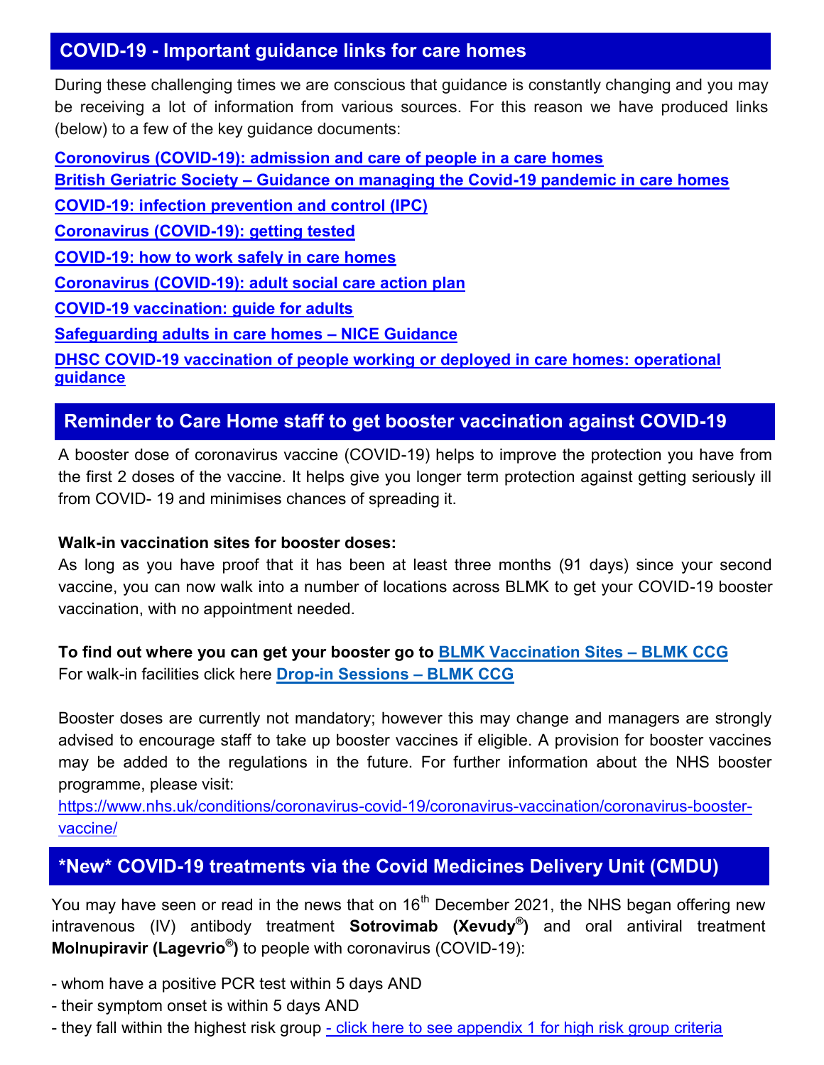## COVID-19 - Important guidance links for care homes

During these challenging times we are conscious that guidance is constantly changing and you may be receiving a lot of information from various sources. For this reason we have produced links (below) to a few of the key guidance documents:

**Coronovirus (COVID-19): admission and care of people in a care homes**

**British Geriatric Society – Guidance on managing the Covid-19 pandemic in care homes**

**COVID-19: infection prevention and control (IPC)**

**Coronavirus (COVID-19): getting tested**

**COVID-19: how to work safely in care homes**

**Coronavirus (COVID-19): adult social care action plan**

**COVID-19 vaccination: guide for adults**

**Safeguarding adults in care homes – NICE Guidance**

**DHSC COVID-19 vaccination of people working or deployed in care homes: operational guidance**

## Reminder to Care Home staff to get booster vaccination against COVID-19

A booster dose of coronavirus vaccine (COVID-19) helps to improve the protection you have from the first 2 doses of the vaccine. It helps give you longer term protection against getting seriously ill from COVID- 19 and minimises chances of spreading it.

**Walk-in vaccination sites for booster doses:**

As long as you have proof that it has been at least three months (91 days) since your second vaccine, you can now walk into a number of locations across BLMK to get your COVID-19 booster vaccination, with no appointment needed.

**To find out where you can get your booster go to BLMK Vaccination Sites – BLMK CCG**

For walk-in facilities click here **Drop-in Sessions – BLMK CCG**

Booster doses are currently not mandatory; however this may change and managers are strongly advised to encourage staff to take up booster vaccines if eligible. A provision for booster vaccines may be added to the regulations in the future. For further information about the NHS booster programme, please visit:

https://www.nhs.uk/conditions/coronavirus-covid-19/coronavirus-vaccination/coronavirus-booster-vaccine/

## *New* COVID-19 treatments via the Covid Medicines Delivery Unit (CMDU)

You may have seen or read in the news that on 16th December 2021, the NHS began offering new intravenous (IV) antibody treatment **Sotrovimab (Xevudy®)** and oral antiviral treatment **Molnupiravir (Lagevrio®)** to people with coronavirus (COVID-19):

- whom have a positive PCR test within 5 days AND
- their symptom onset is within 5 days AND
- they fall within the highest risk group - click here to see appendix 1 for high risk group criteria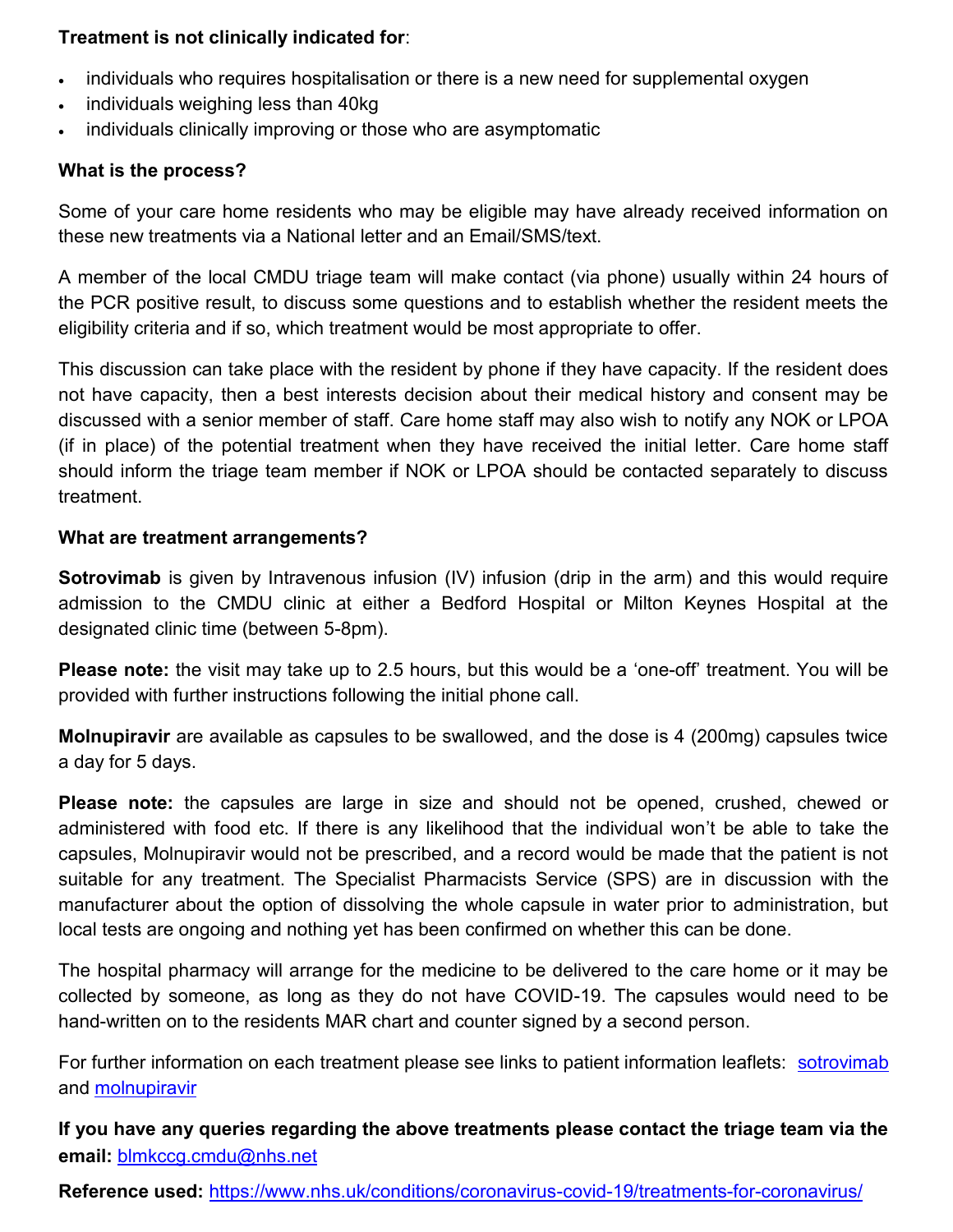**Treatment is not clinically indicated for**:

- individuals who requires hospitalisation or there is a new need for supplemental oxygen
- individuals weighing less than 40kg
- individuals clinically improving or those who are asymptomatic

**What is the process?**

Some of your care home residents who may be eligible may have already received information on these new treatments via a National letter and an Email/SMS/text.

A member of the local CMDU triage team will make contact (via phone) usually within 24 hours of the PCR positive result, to discuss some questions and to establish whether the resident meets the eligibility criteria and if so, which treatment would be most appropriate to offer.

This discussion can take place with the resident by phone if they have capacity. If the resident does not have capacity, then a best interests decision about their medical history and consent may be discussed with a senior member of staff. Care home staff may also wish to notify any NOK or LPOA (if in place) of the potential treatment when they have received the initial letter. Care home staff should inform the triage team member if NOK or LPOA should be contacted separately to discuss treatment.

**What are treatment arrangements?**

**Sotrovimab** is given by Intravenous infusion (IV) infusion (drip in the arm) and this would require admission to the CMDU clinic at either a Bedford Hospital or Milton Keynes Hospital at the designated clinic time (between 5-8pm).

**Please note:** the visit may take up to 2.5 hours, but this would be a 'one-off' treatment. You will be provided with further instructions following the initial phone call.

**Molnupiravir** are available as capsules to be swallowed, and the dose is 4 (200mg) capsules twice a day for 5 days.

**Please note:** the capsules are large in size and should not be opened, crushed, chewed or administered with food etc. If there is any likelihood that the individual won't be able to take the capsules, Molnupiravir would not be prescribed, and a record would be made that the patient is not suitable for any treatment. The Specialist Pharmacists Service (SPS) are in discussion with the manufacturer about the option of dissolving the whole capsule in water prior to administration, but local tests are ongoing and nothing yet has been confirmed on whether this can be done.

The hospital pharmacy will arrange for the medicine to be delivered to the care home or it may be collected by someone, as long as they do not have COVID-19. The capsules would need to be hand-written on to the residents MAR chart and counter signed by a second person.

For further information on each treatment please see links to patient information leaflets: [sotrovimab](sotrovimab) and [molnupiravir](molnupiravir)

**If you have any queries regarding the above treatments please contact the triage team via the email:** blmkccg.cmdu@nhs.net

**Reference used:** https://www.nhs.uk/conditions/coronavirus-covid-19/treatments-for-coronavirus/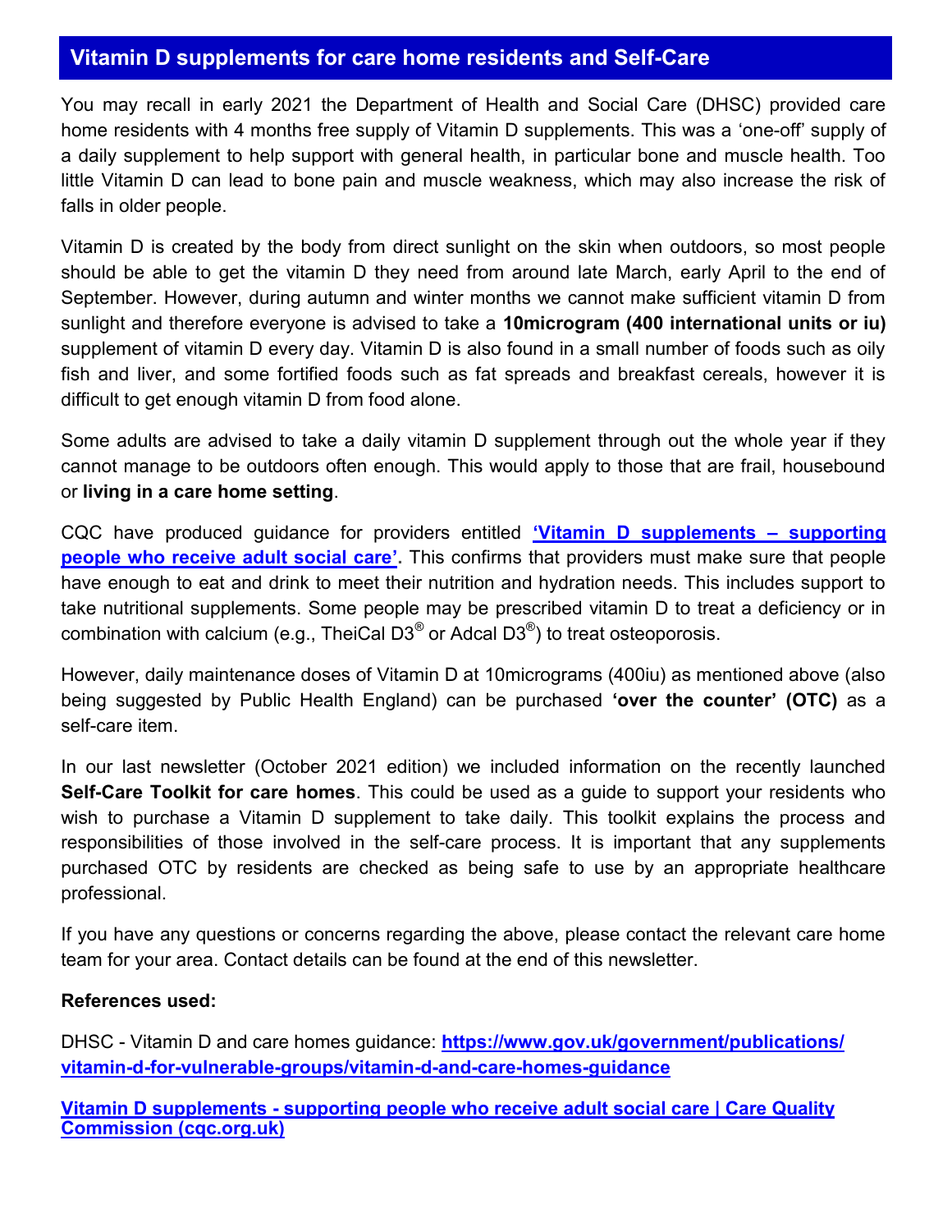## Vitamin D supplements for care home residents and Self-Care

You may recall in early 2021 the Department of Health and Social Care (DHSC) provided care home residents with 4 months free supply of Vitamin D supplements. This was a 'one-off' supply of a daily supplement to help support with general health, in particular bone and muscle health. Too little Vitamin D can lead to bone pain and muscle weakness, which may also increase the risk of falls in older people.

Vitamin D is created by the body from direct sunlight on the skin when outdoors, so most people should be able to get the vitamin D they need from around late March, early April to the end of September. However, during autumn and winter months we cannot make sufficient vitamin D from sunlight and therefore everyone is advised to take a **10microgram (400 international units or iu)** supplement of vitamin D every day. Vitamin D is also found in a small number of foods such as oily fish and liver, and some fortified foods such as fat spreads and breakfast cereals, however it is difficult to get enough vitamin D from food alone.

Some adults are advised to take a daily vitamin D supplement through out the whole year if they cannot manage to be outdoors often enough. This would apply to those that are frail, housebound or **living in a care home setting**.

CQC have produced guidance for providers entitled **'Vitamin D supplements – supporting people who receive adult social care'**. This confirms that providers must make sure that people have enough to eat and drink to meet their nutrition and hydration needs. This includes support to take nutritional supplements. Some people may be prescribed vitamin D to treat a deficiency or in combination with calcium (e.g., TheiCal D3® or Adcal D3®) to treat osteoporosis.

However, daily maintenance doses of Vitamin D at 10micrograms (400iu) as mentioned above (also being suggested by Public Health England) can be purchased **'over the counter' (OTC)** as a self-care item.

In our last newsletter (October 2021 edition) we included information on the recently launched **Self-Care Toolkit for care homes**. This could be used as a guide to support your residents who wish to purchase a Vitamin D supplement to take daily. This toolkit explains the process and responsibilities of those involved in the self-care process. It is important that any supplements purchased OTC by residents are checked as being safe to use by an appropriate healthcare professional.

If you have any questions or concerns regarding the above, please contact the relevant care home team for your area. Contact details can be found at the end of this newsletter.

**References used:**

DHSC - Vitamin D and care homes guidance: **https://www.gov.uk/government/publications/vitamin-d-for-vulnerable-groups/vitamin-d-and-care-homes-guidance**

**Vitamin D supplements - supporting people who receive adult social care | Care Quality Commission (cqc.org.uk)**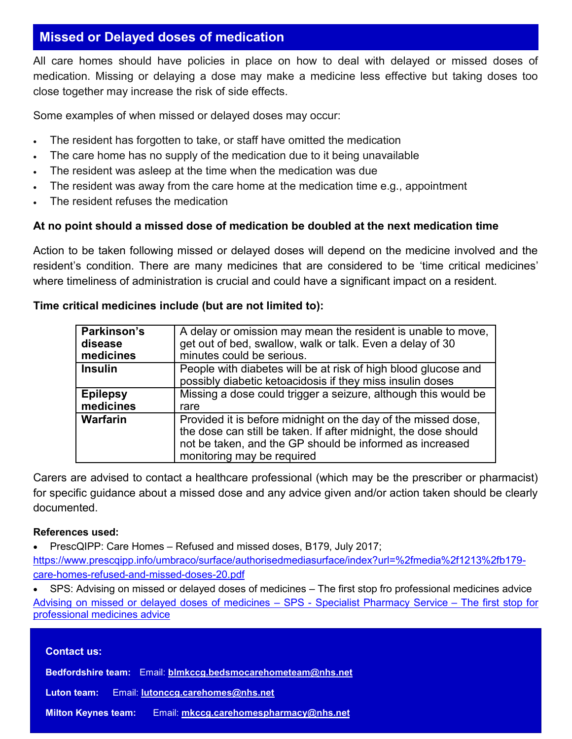## Missed or Delayed doses of medication

All care homes should have policies in place on how to deal with delayed or missed doses of medication. Missing or delaying a dose may make a medicine less effective but taking doses too close together may increase the risk of side effects.

Some examples of when missed or delayed doses may occur:

- The resident has forgotten to take, or staff have omitted the medication
- The care home has no supply of the medication due to it being unavailable
- The resident was asleep at the time when the medication was due
- The resident was away from the care home at the medication time e.g., appointment
- The resident refuses the medication

**At no point should a missed dose of medication be doubled at the next medication time**

Action to be taken following missed or delayed doses will depend on the medicine involved and the resident's condition. There are many medicines that are considered to be 'time critical medicines' where timeliness of administration is crucial and could have a significant impact on a resident.

**Time critical medicines include (but are not limited to):**

| | |
|---|---|
| **Parkinson's disease medicines** | A delay or omission may mean the resident is unable to move, get out of bed, swallow, walk or talk. Even a delay of 30 minutes could be serious. |
| **Insulin** | People with diabetes will be at risk of high blood glucose and possibly diabetic ketoacidosis if they miss insulin doses |
| **Epilepsy medicines** | Missing a dose could trigger a seizure, although this would be rare |
| **Warfarin** | Provided it is before midnight on the day of the missed dose, the dose can still be taken. If after midnight, the dose should not be taken, and the GP should be informed as increased monitoring may be required |

Carers are advised to contact a healthcare professional (which may be the prescriber or pharmacist) for specific guidance about a missed dose and any advice given and/or action taken should be clearly documented.

**References used:**

- PrescQIPP: Care Homes – Refused and missed doses, B179, July 2017; https://www.prescqipp.info/umbraco/surface/authorisedmediasurface/index?url=%2fmedia%2f1213%2fb179-care-homes-refused-and-missed-doses-20.pdf
- SPS: Advising on missed or delayed doses of medicines – The first stop fro professional medicines advice [Advising on missed or delayed doses of medicines – SPS - Specialist Pharmacy Service – The first stop for professional medicines advice]

**Contact us:**

**Bedfordshire team:** Email: **blmkccg.bedsmocarehometeam@nhs.net**

**Luton team:** Email: **lutonccg.carehomes@nhs.net**

**Milton Keynes team:** Email: **mkccg.carehomespharmacy@nhs.net**